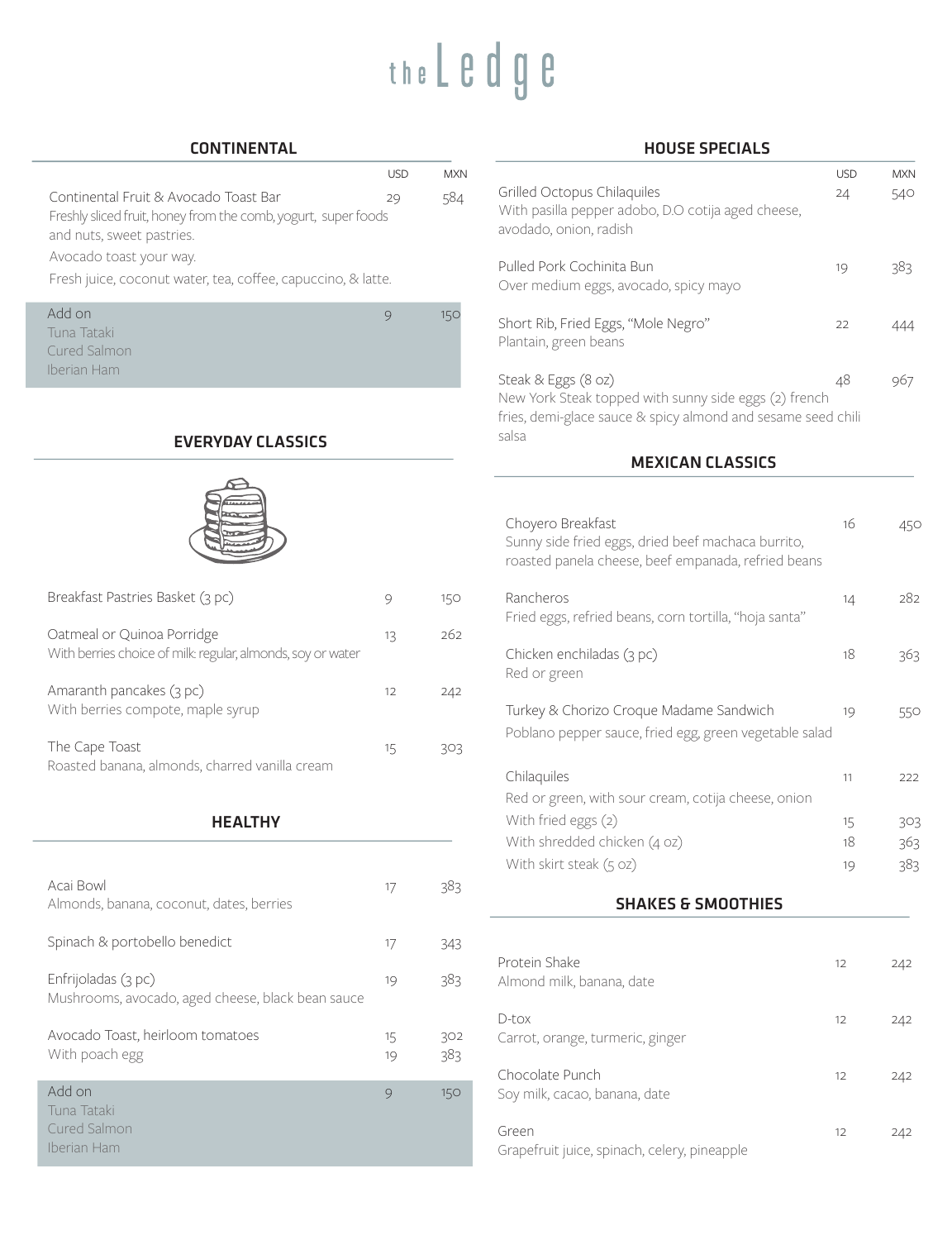# the Ledge

## CONTINENTAL

| | USD | MXN |
|---|---|---|
| Continental Fruit & Avocado Toast Bar<br>Freshly sliced fruit, honey from the comb, yogurt, super foods and nuts, sweet pastries.<br>Avocado toast your way.<br>Fresh juice, coconut water, tea, coffee, capuccino, & latte. | 29 | 584 |
| Add on<br>Tuna Tataki<br>Cured Salmon<br>Iberian Ham | 9 | 150 |

## EVERYDAY CLASSICS

| | USD | MXN |
|---|---|---|
| Breakfast Pastries Basket (3 pc) | 9 | 150 |
| Oatmeal or Quinoa Porridge<br>With berries choice of milk: regular, almonds, soy or water | 13 | 262 |
| Amaranth pancakes (3 pc)<br>With berries compote, maple syrup | 12 | 242 |
| The Cape Toast<br>Roasted banana, almonds, charred vanilla cream | 15 | 303 |

## HEALTHY

| | USD | MXN |
|---|---|---|
| Acai Bowl<br>Almonds, banana, coconut, dates, berries | 17 | 383 |
| Spinach & portobello benedict | 17 | 343 |
| Enfrijoladas (3 pc)<br>Mushrooms, avocado, aged cheese, black bean sauce | 19 | 383 |
| Avocado Toast, heirloom tomatoes | 15 | 302 |
| With poach egg | 19 | 383 |
| Add on<br>Tuna Tataki<br>Cured Salmon<br>Iberian Ham | 9 | 150 |

## HOUSE SPECIALS

| | USD | MXN |
|---|---|---|
| Grilled Octopus Chilaquiles<br>With pasilla pepper adobo, D.O cotija aged cheese, avodado, onion, radish | 24 | 540 |
| Pulled Pork Cochinita Bun<br>Over medium eggs, avocado, spicy mayo | 19 | 383 |
| Short Rib, Fried Eggs, "Mole Negro"<br>Plantain, green beans | 22 | 444 |
| Steak & Eggs (8 oz)<br>New York Steak topped with sunny side eggs (2) french fries, demi-glace sauce & spicy almond and sesame seed chili salsa | 48 | 967 |

## MEXICAN CLASSICS

| | USD | MXN |
|---|---|---|
| Choyero Breakfast<br>Sunny side fried eggs, dried beef machaca burrito, roasted panela cheese, beef empanada, refried beans | 16 | 450 |
| Rancheros<br>Fried eggs, refried beans, corn tortilla, "hoja santa" | 14 | 282 |
| Chicken enchiladas (3 pc)<br>Red or green | 18 | 363 |
| Turkey & Chorizo Croque Madame Sandwich<br>Poblano pepper sauce, fried egg, green vegetable salad | 19 | 550 |
| Chilaquiles<br>Red or green, with sour cream, cotija cheese, onion | 11 | 222 |
| With fried eggs (2) | 15 | 303 |
| With shredded chicken (4 oz) | 18 | 363 |
| With skirt steak (5 oz) | 19 | 383 |

## SHAKES & SMOOTHIES

| | USD | MXN |
|---|---|---|
| Protein Shake<br>Almond milk, banana, date | 12 | 242 |
| D-tox<br>Carrot, orange, turmeric, ginger | 12 | 242 |
| Chocolate Punch<br>Soy milk, cacao, banana, date | 12 | 242 |
| Green<br>Grapefruit juice, spinach, celery, pineapple | 12 | 242 |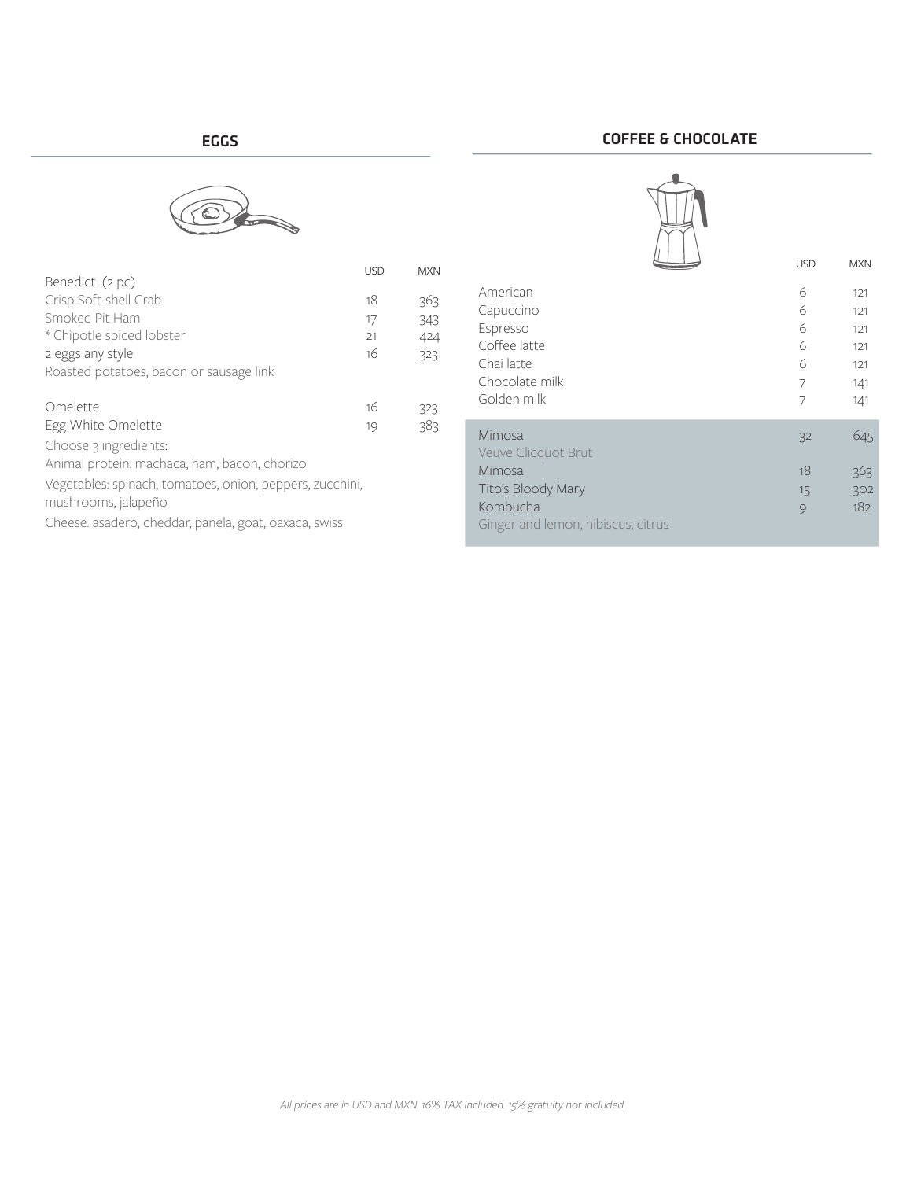## EGGS

| | USD | MXN |
|---|---|---|
| Benedict (2 pc) | | |
| Crisp Soft-shell Crab | 18 | 363 |
| Smoked Pit Ham | 17 | 343 |
| * Chipotle spiced lobster | 21 | 424 |
| 2 eggs any style | 16 | 323 |
| Roasted potatoes, bacon or sausage link | | |
| Omelette | 16 | 323 |
| Egg White Omelette | 19 | 383 |

Choose 3 ingredients:

Animal protein: machaca, ham, bacon, chorizo

Vegetables: spinach, tomatoes, onion, peppers, zucchini, mushrooms, jalapeño

Cheese: asadero, cheddar, panela, goat, oaxaca, swiss

## COFFEE & CHOCOLATE

| | USD | MXN |
|---|---|---|
| American | 6 | 121 |
| Capuccino | 6 | 121 |
| Espresso | 6 | 121 |
| Coffee latte | 6 | 121 |
| Chai latte | 6 | 121 |
| Chocolate milk | 7 | 141 |
| Golden milk | 7 | 141 |
| Mimosa<br>Veuve Clicquot Brut | 32 | 645 |
| Mimosa | 18 | 363 |
| Tito's Bloody Mary | 15 | 302 |
| Kombucha<br>Ginger and lemon, hibiscus, citrus | 9 | 182 |

*All prices are in USD and MXN. 16% TAX included. 15% gratuity not included.*